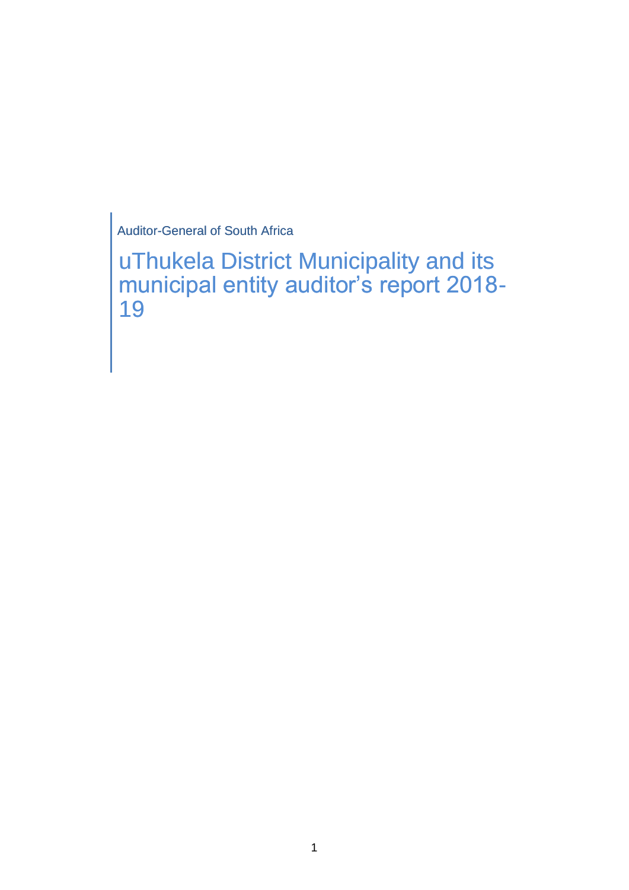Auditor-General of South Africa

# uThukela District Municipality and its municipal entity auditor's report 2018-19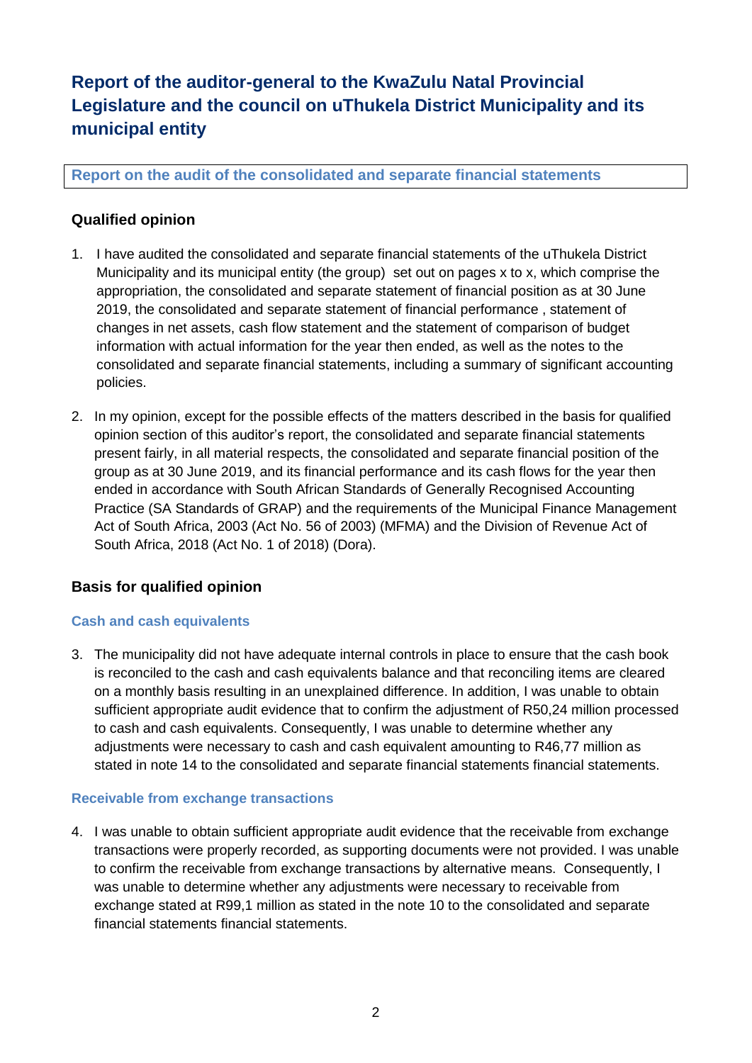# Report of the auditor-general to the KwaZulu Natal Provincial Legislature and the council on uThukela District Municipality and its municipal entity

## Report on the audit of the consolidated and separate financial statements

### Qualified opinion

1. I have audited the consolidated and separate financial statements of the uThukela District Municipality and its municipal entity (the group) set out on pages x to x, which comprise the appropriation, the consolidated and separate statement of financial position as at 30 June 2019, the consolidated and separate statement of financial performance , statement of changes in net assets, cash flow statement and the statement of comparison of budget information with actual information for the year then ended, as well as the notes to the consolidated and separate financial statements, including a summary of significant accounting policies.

2. In my opinion, except for the possible effects of the matters described in the basis for qualified opinion section of this auditor's report, the consolidated and separate financial statements present fairly, in all material respects, the consolidated and separate financial position of the group as at 30 June 2019, and its financial performance and its cash flows for the year then ended in accordance with South African Standards of Generally Recognised Accounting Practice (SA Standards of GRAP) and the requirements of the Municipal Finance Management Act of South Africa, 2003 (Act No. 56 of 2003) (MFMA) and the Division of Revenue Act of South Africa, 2018 (Act No. 1 of 2018) (Dora).

### Basis for qualified opinion

#### Cash and cash equivalents

3. The municipality did not have adequate internal controls in place to ensure that the cash book is reconciled to the cash and cash equivalents balance and that reconciling items are cleared on a monthly basis resulting in an unexplained difference. In addition, I was unable to obtain sufficient appropriate audit evidence that to confirm the adjustment of R50,24 million processed to cash and cash equivalents. Consequently, I was unable to determine whether any adjustments were necessary to cash and cash equivalent amounting to R46,77 million as stated in note 14 to the consolidated and separate financial statements financial statements.

#### Receivable from exchange transactions

4. I was unable to obtain sufficient appropriate audit evidence that the receivable from exchange transactions were properly recorded, as supporting documents were not provided. I was unable to confirm the receivable from exchange transactions by alternative means. Consequently, I was unable to determine whether any adjustments were necessary to receivable from exchange stated at R99,1 million as stated in the note 10 to the consolidated and separate financial statements financial statements.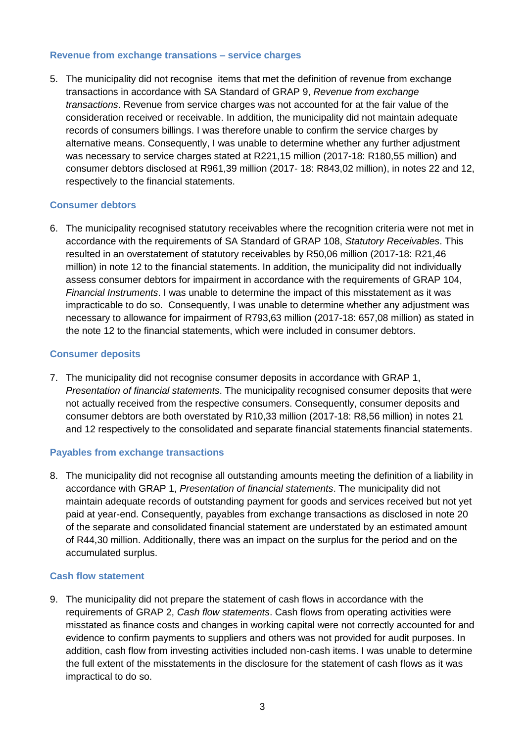### Revenue from exchange transations – service charges

5. The municipality did not recognise items that met the definition of revenue from exchange transactions in accordance with SA Standard of GRAP 9, *Revenue from exchange transactions*. Revenue from service charges was not accounted for at the fair value of the consideration received or receivable. In addition, the municipality did not maintain adequate records of consumers billings. I was therefore unable to confirm the service charges by alternative means. Consequently, I was unable to determine whether any further adjustment was necessary to service charges stated at R221,15 million (2017-18: R180,55 million) and consumer debtors disclosed at R961,39 million (2017- 18: R843,02 million), in notes 22 and 12, respectively to the financial statements.

### Consumer debtors

6. The municipality recognised statutory receivables where the recognition criteria were not met in accordance with the requirements of SA Standard of GRAP 108, *Statutory Receivables*. This resulted in an overstatement of statutory receivables by R50,06 million (2017-18: R21,46 million) in note 12 to the financial statements. In addition, the municipality did not individually assess consumer debtors for impairment in accordance with the requirements of GRAP 104, *Financial Instruments*. I was unable to determine the impact of this misstatement as it was impracticable to do so. Consequently, I was unable to determine whether any adjustment was necessary to allowance for impairment of R793,63 million (2017-18: 657,08 million) as stated in the note 12 to the financial statements, which were included in consumer debtors.

### Consumer deposits

7. The municipality did not recognise consumer deposits in accordance with GRAP 1, *Presentation of financial statements*. The municipality recognised consumer deposits that were not actually received from the respective consumers. Consequently, consumer deposits and consumer debtors are both overstated by R10,33 million (2017-18: R8,56 million) in notes 21 and 12 respectively to the consolidated and separate financial statements financial statements.

### Payables from exchange transactions

8. The municipality did not recognise all outstanding amounts meeting the definition of a liability in accordance with GRAP 1, *Presentation of financial statements*. The municipality did not maintain adequate records of outstanding payment for goods and services received but not yet paid at year-end. Consequently, payables from exchange transactions as disclosed in note 20 of the separate and consolidated financial statement are understated by an estimated amount of R44,30 million. Additionally, there was an impact on the surplus for the period and on the accumulated surplus.

### Cash flow statement

9. The municipality did not prepare the statement of cash flows in accordance with the requirements of GRAP 2, *Cash flow statements*. Cash flows from operating activities were misstated as finance costs and changes in working capital were not correctly accounted for and evidence to confirm payments to suppliers and others was not provided for audit purposes. In addition, cash flow from investing activities included non-cash items. I was unable to determine the full extent of the misstatements in the disclosure for the statement of cash flows as it was impractical to do so.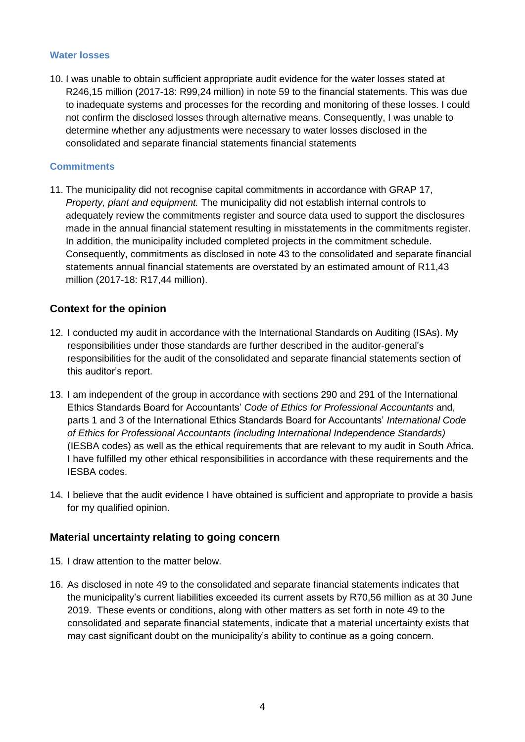### Water losses

10. I was unable to obtain sufficient appropriate audit evidence for the water losses stated at R246,15 million (2017-18: R99,24 million) in note 59 to the financial statements. This was due to inadequate systems and processes for the recording and monitoring of these losses. I could not confirm the disclosed losses through alternative means. Consequently, I was unable to determine whether any adjustments were necessary to water losses disclosed in the consolidated and separate financial statements financial statements

### Commitments

11. The municipality did not recognise capital commitments in accordance with GRAP 17, *Property, plant and equipment.* The municipality did not establish internal controls to adequately review the commitments register and source data used to support the disclosures made in the annual financial statement resulting in misstatements in the commitments register. In addition, the municipality included completed projects in the commitment schedule. Consequently, commitments as disclosed in note 43 to the consolidated and separate financial statements annual financial statements are overstated by an estimated amount of R11,43 million (2017-18: R17,44 million).

## Context for the opinion

12. I conducted my audit in accordance with the International Standards on Auditing (ISAs). My responsibilities under those standards are further described in the auditor-general's responsibilities for the audit of the consolidated and separate financial statements section of this auditor's report.
13. I am independent of the group in accordance with sections 290 and 291 of the International Ethics Standards Board for Accountants' *Code of Ethics for Professional Accountants* and, parts 1 and 3 of the International Ethics Standards Board for Accountants' *International Code of Ethics for Professional Accountants (including International Independence Standards)* (IESBA codes) as well as the ethical requirements that are relevant to my audit in South Africa. I have fulfilled my other ethical responsibilities in accordance with these requirements and the IESBA codes.
14. I believe that the audit evidence I have obtained is sufficient and appropriate to provide a basis for my qualified opinion.

## Material uncertainty relating to going concern

15. I draw attention to the matter below.
16. As disclosed in note 49 to the consolidated and separate financial statements indicates that the municipality's current liabilities exceeded its current assets by R70,56 million as at 30 June 2019. These events or conditions, along with other matters as set forth in note 49 to the consolidated and separate financial statements, indicate that a material uncertainty exists that may cast significant doubt on the municipality's ability to continue as a going concern.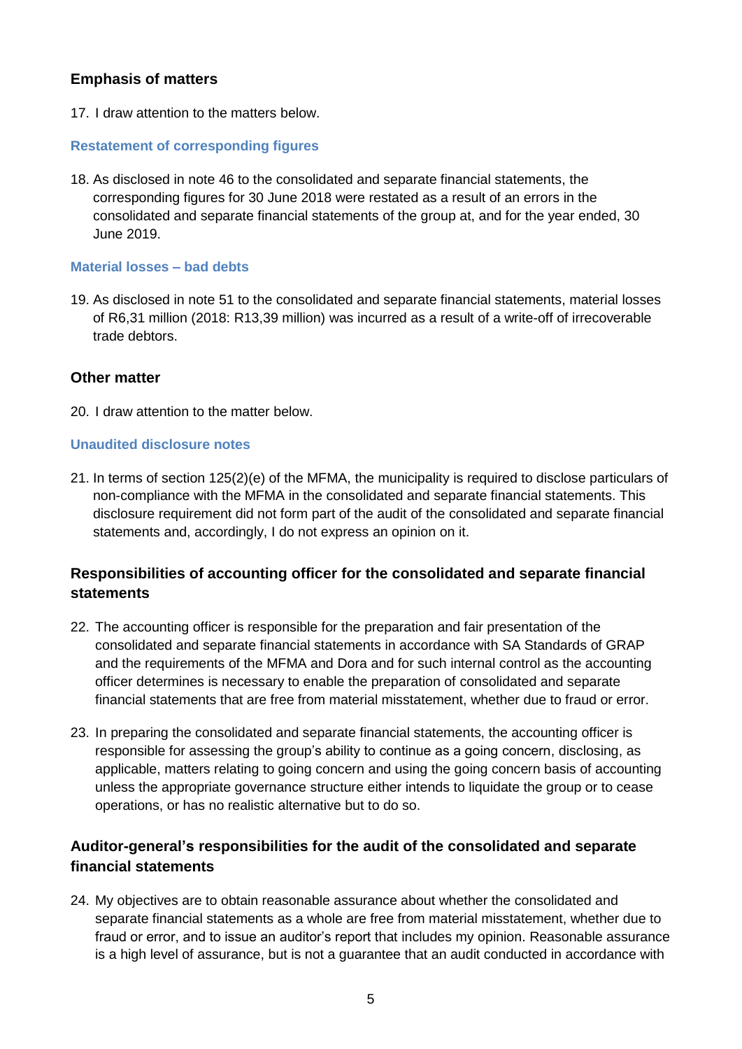### Emphasis of matters

17. I draw attention to the matters below.

#### Restatement of corresponding figures

18. As disclosed in note 46 to the consolidated and separate financial statements, the corresponding figures for 30 June 2018 were restated as a result of an errors in the consolidated and separate financial statements of the group at, and for the year ended, 30 June 2019.

#### Material losses – bad debts

19. As disclosed in note 51 to the consolidated and separate financial statements, material losses of R6,31 million (2018: R13,39 million) was incurred as a result of a write-off of irrecoverable trade debtors.

### Other matter

20. I draw attention to the matter below.

#### Unaudited disclosure notes

21. In terms of section 125(2)(e) of the MFMA, the municipality is required to disclose particulars of non-compliance with the MFMA in the consolidated and separate financial statements. This disclosure requirement did not form part of the audit of the consolidated and separate financial statements and, accordingly, I do not express an opinion on it.

### Responsibilities of accounting officer for the consolidated and separate financial statements

22. The accounting officer is responsible for the preparation and fair presentation of the consolidated and separate financial statements in accordance with SA Standards of GRAP and the requirements of the MFMA and Dora and for such internal control as the accounting officer determines is necessary to enable the preparation of consolidated and separate financial statements that are free from material misstatement, whether due to fraud or error.

23. In preparing the consolidated and separate financial statements, the accounting officer is responsible for assessing the group's ability to continue as a going concern, disclosing, as applicable, matters relating to going concern and using the going concern basis of accounting unless the appropriate governance structure either intends to liquidate the group or to cease operations, or has no realistic alternative but to do so.

### Auditor-general's responsibilities for the audit of the consolidated and separate financial statements

24. My objectives are to obtain reasonable assurance about whether the consolidated and separate financial statements as a whole are free from material misstatement, whether due to fraud or error, and to issue an auditor's report that includes my opinion. Reasonable assurance is a high level of assurance, but is not a guarantee that an audit conducted in accordance with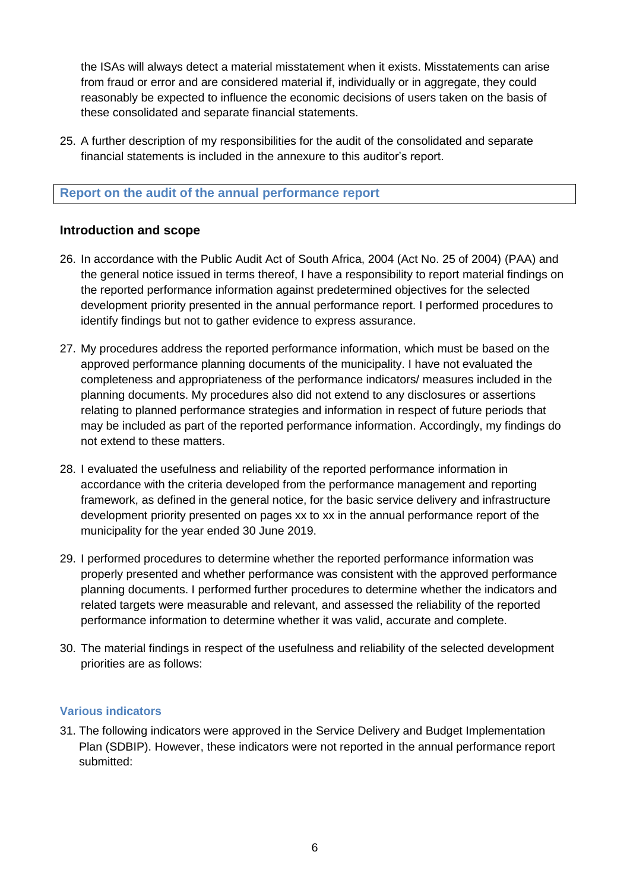the ISAs will always detect a material misstatement when it exists. Misstatements can arise from fraud or error and are considered material if, individually or in aggregate, they could reasonably be expected to influence the economic decisions of users taken on the basis of these consolidated and separate financial statements.

25. A further description of my responsibilities for the audit of the consolidated and separate financial statements is included in the annexure to this auditor's report.

## Report on the audit of the annual performance report

### Introduction and scope

26. In accordance with the Public Audit Act of South Africa, 2004 (Act No. 25 of 2004) (PAA) and the general notice issued in terms thereof, I have a responsibility to report material findings on the reported performance information against predetermined objectives for the selected development priority presented in the annual performance report. I performed procedures to identify findings but not to gather evidence to express assurance.

27. My procedures address the reported performance information, which must be based on the approved performance planning documents of the municipality. I have not evaluated the completeness and appropriateness of the performance indicators/ measures included in the planning documents. My procedures also did not extend to any disclosures or assertions relating to planned performance strategies and information in respect of future periods that may be included as part of the reported performance information. Accordingly, my findings do not extend to these matters.

28. I evaluated the usefulness and reliability of the reported performance information in accordance with the criteria developed from the performance management and reporting framework, as defined in the general notice, for the basic service delivery and infrastructure development priority presented on pages xx to xx in the annual performance report of the municipality for the year ended 30 June 2019.

29. I performed procedures to determine whether the reported performance information was properly presented and whether performance was consistent with the approved performance planning documents. I performed further procedures to determine whether the indicators and related targets were measurable and relevant, and assessed the reliability of the reported performance information to determine whether it was valid, accurate and complete.

30. The material findings in respect of the usefulness and reliability of the selected development priorities are as follows:

### Various indicators

31. The following indicators were approved in the Service Delivery and Budget Implementation Plan (SDBIP). However, these indicators were not reported in the annual performance report submitted: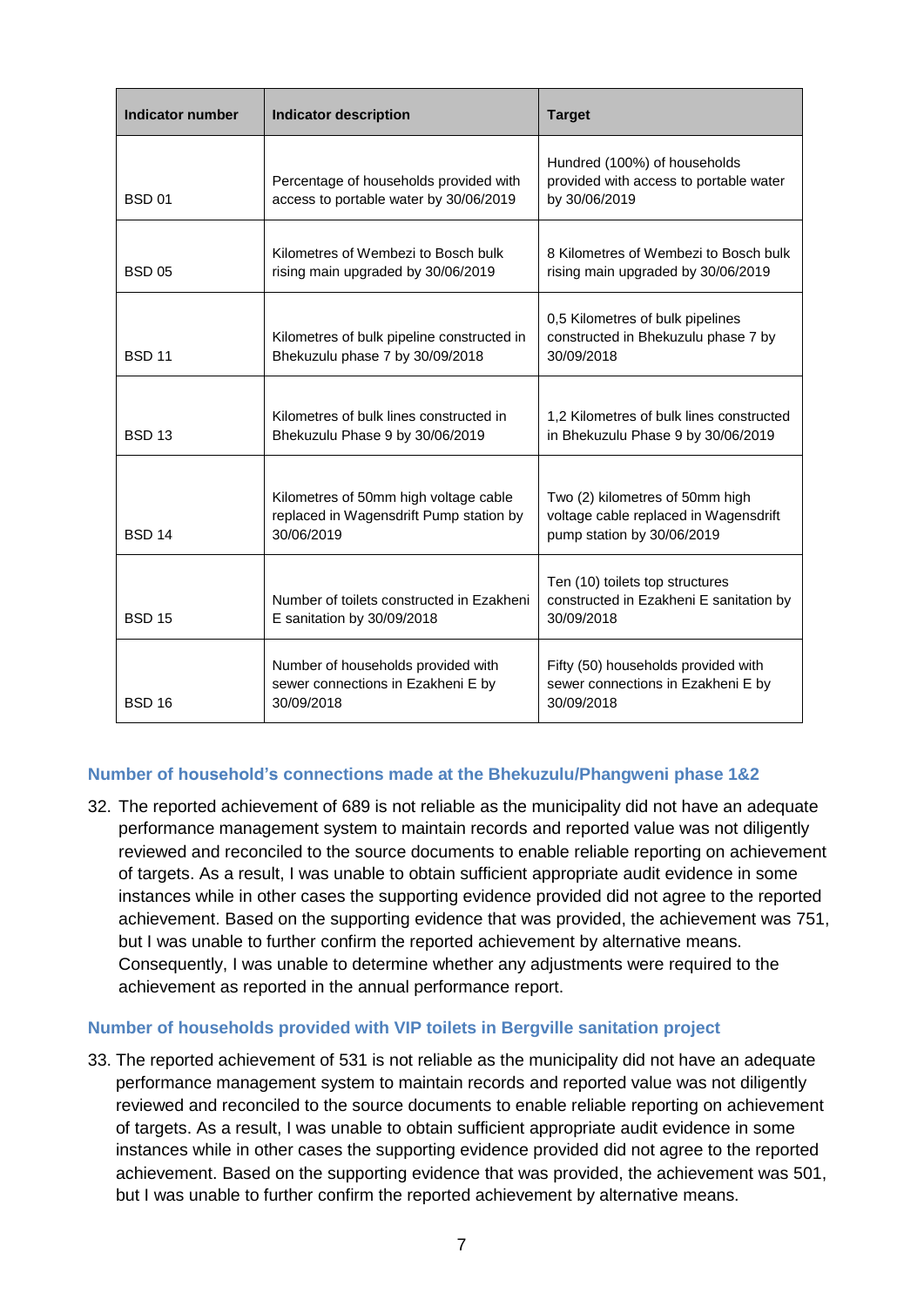| Indicator number | Indicator description | Target |
|---|---|---|
| BSD 01 | Percentage of households provided with access to portable water by 30/06/2019 | Hundred (100%) of households provided with access to portable water by 30/06/2019 |
| BSD 05 | Kilometres of Wembezi to Bosch bulk rising main upgraded by 30/06/2019 | 8 Kilometres of Wembezi to Bosch bulk rising main upgraded by 30/06/2019 |
| BSD 11 | Kilometres of bulk pipeline constructed in Bhekuzulu phase 7 by 30/09/2018 | 0,5 Kilometres of bulk pipelines constructed in Bhekuzulu phase 7 by 30/09/2018 |
| BSD 13 | Kilometres of bulk lines constructed in Bhekuzulu Phase 9 by 30/06/2019 | 1,2 Kilometres of bulk lines constructed in Bhekuzulu Phase 9 by 30/06/2019 |
| BSD 14 | Kilometres of 50mm high voltage cable replaced in Wagensdrift Pump station by 30/06/2019 | Two (2) kilometres of 50mm high voltage cable replaced in Wagensdrift pump station by 30/06/2019 |
| BSD 15 | Number of toilets constructed in Ezakheni E sanitation by 30/09/2018 | Ten (10) toilets top structures constructed in Ezakheni E sanitation by 30/09/2018 |
| BSD 16 | Number of households provided with sewer connections in Ezakheni E by 30/09/2018 | Fifty (50) households provided with sewer connections in Ezakheni E by 30/09/2018 |

### Number of household's connections made at the Bhekuzulu/Phangweni phase 1&2

32. The reported achievement of 689 is not reliable as the municipality did not have an adequate performance management system to maintain records and reported value was not diligently reviewed and reconciled to the source documents to enable reliable reporting on achievement of targets. As a result, I was unable to obtain sufficient appropriate audit evidence in some instances while in other cases the supporting evidence provided did not agree to the reported achievement. Based on the supporting evidence that was provided, the achievement was 751, but I was unable to further confirm the reported achievement by alternative means. Consequently, I was unable to determine whether any adjustments were required to the achievement as reported in the annual performance report.

### Number of households provided with VIP toilets in Bergville sanitation project

33. The reported achievement of 531 is not reliable as the municipality did not have an adequate performance management system to maintain records and reported value was not diligently reviewed and reconciled to the source documents to enable reliable reporting on achievement of targets. As a result, I was unable to obtain sufficient appropriate audit evidence in some instances while in other cases the supporting evidence provided did not agree to the reported achievement. Based on the supporting evidence that was provided, the achievement was 501, but I was unable to further confirm the reported achievement by alternative means.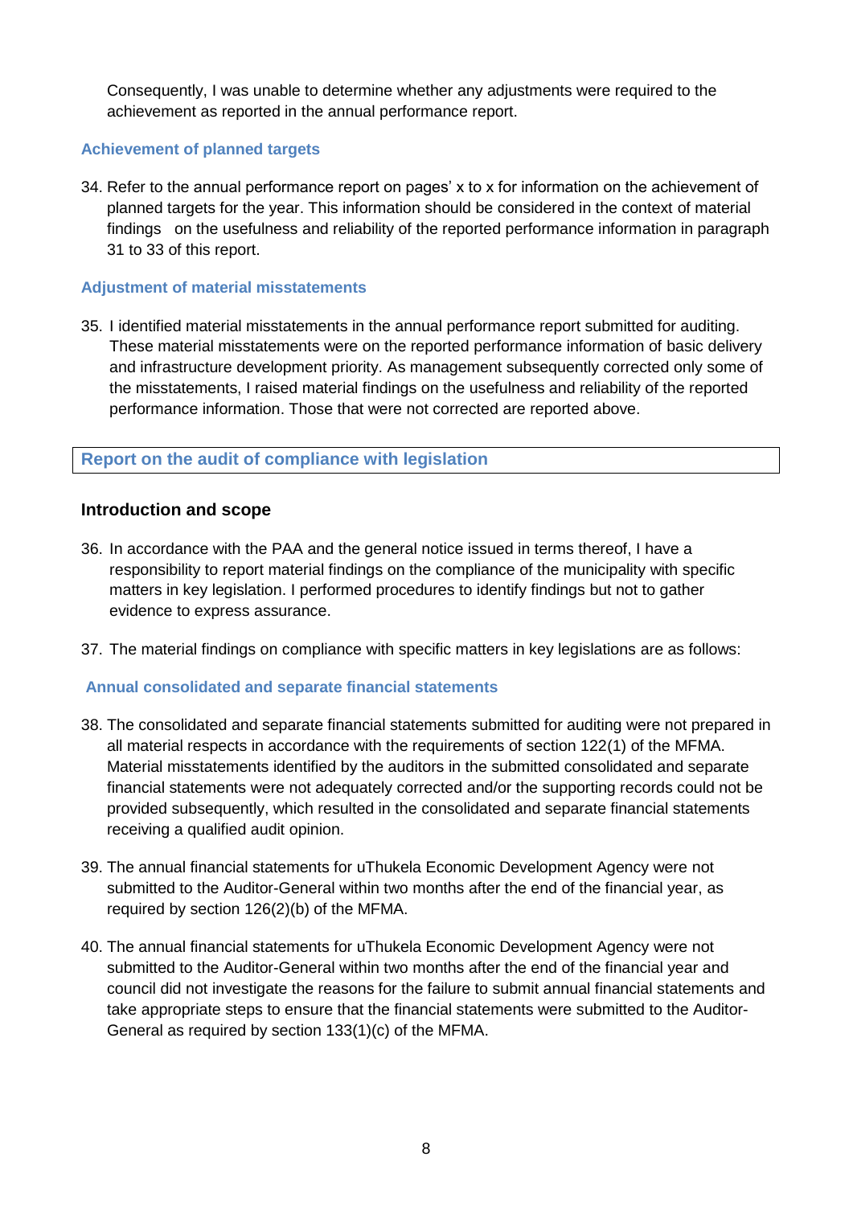Consequently, I was unable to determine whether any adjustments were required to the achievement as reported in the annual performance report.

### Achievement of planned targets

34. Refer to the annual performance report on pages' x to x for information on the achievement of planned targets for the year. This information should be considered in the context of material findings on the usefulness and reliability of the reported performance information in paragraph 31 to 33 of this report.

### Adjustment of material misstatements

35. I identified material misstatements in the annual performance report submitted for auditing. These material misstatements were on the reported performance information of basic delivery and infrastructure development priority. As management subsequently corrected only some of the misstatements, I raised material findings on the usefulness and reliability of the reported performance information. Those that were not corrected are reported above.

## Report on the audit of compliance with legislation

### Introduction and scope

36. In accordance with the PAA and the general notice issued in terms thereof, I have a responsibility to report material findings on the compliance of the municipality with specific matters in key legislation. I performed procedures to identify findings but not to gather evidence to express assurance.

37. The material findings on compliance with specific matters in key legislations are as follows:

### Annual consolidated and separate financial statements

38. The consolidated and separate financial statements submitted for auditing were not prepared in all material respects in accordance with the requirements of section 122(1) of the MFMA. Material misstatements identified by the auditors in the submitted consolidated and separate financial statements were not adequately corrected and/or the supporting records could not be provided subsequently, which resulted in the consolidated and separate financial statements receiving a qualified audit opinion.

39. The annual financial statements for uThukela Economic Development Agency were not submitted to the Auditor-General within two months after the end of the financial year, as required by section 126(2)(b) of the MFMA.

40. The annual financial statements for uThukela Economic Development Agency were not submitted to the Auditor-General within two months after the end of the financial year and council did not investigate the reasons for the failure to submit annual financial statements and take appropriate steps to ensure that the financial statements were submitted to the Auditor-General as required by section 133(1)(c) of the MFMA.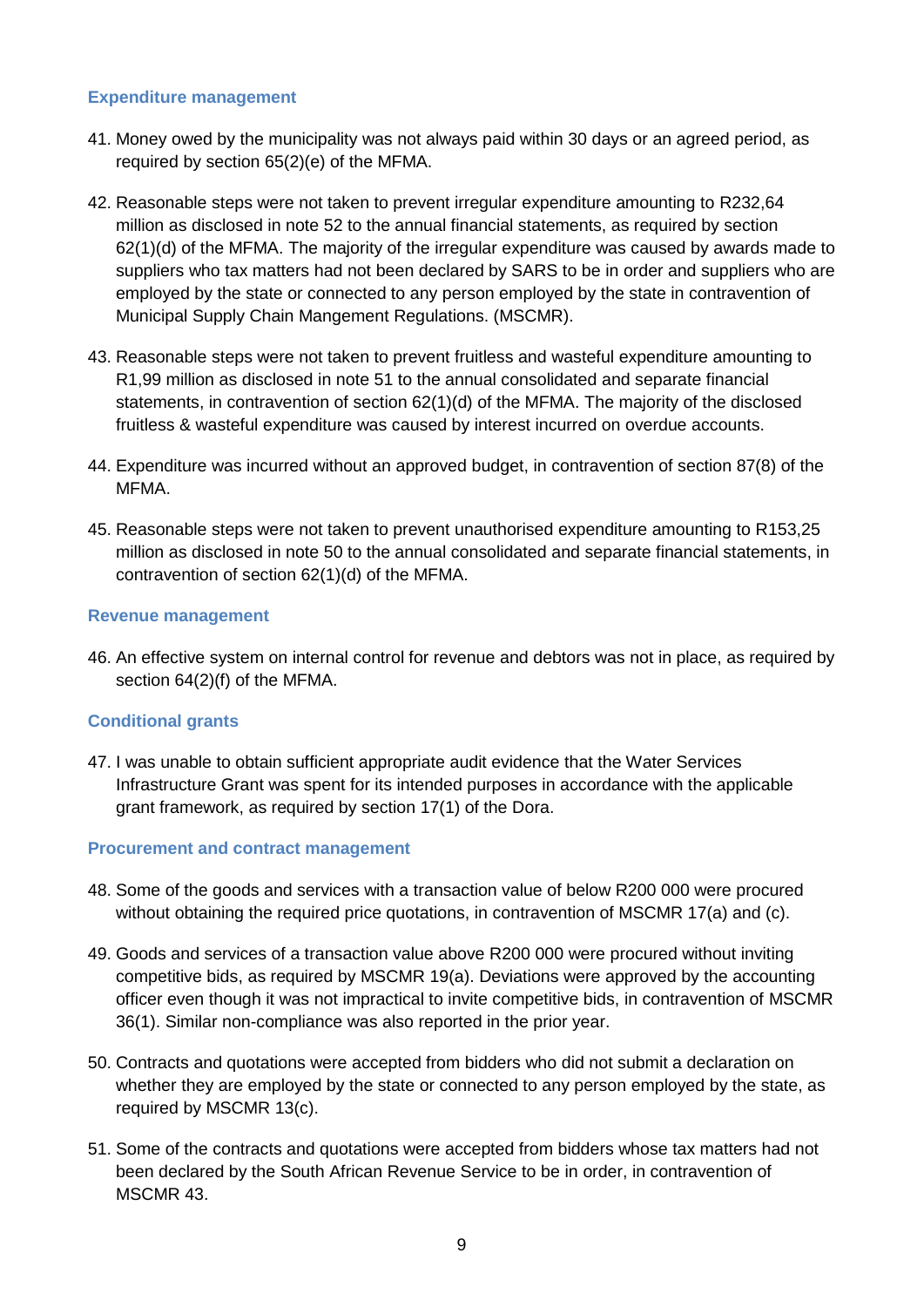### Expenditure management

41. Money owed by the municipality was not always paid within 30 days or an agreed period, as required by section 65(2)(e) of the MFMA.

42. Reasonable steps were not taken to prevent irregular expenditure amounting to R232,64 million as disclosed in note 52 to the annual financial statements, as required by section 62(1)(d) of the MFMA. The majority of the irregular expenditure was caused by awards made to suppliers who tax matters had not been declared by SARS to be in order and suppliers who are employed by the state or connected to any person employed by the state in contravention of Municipal Supply Chain Mangement Regulations. (MSCMR).

43. Reasonable steps were not taken to prevent fruitless and wasteful expenditure amounting to R1,99 million as disclosed in note 51 to the annual consolidated and separate financial statements, in contravention of section 62(1)(d) of the MFMA. The majority of the disclosed fruitless & wasteful expenditure was caused by interest incurred on overdue accounts.

44. Expenditure was incurred without an approved budget, in contravention of section 87(8) of the MFMA.

45. Reasonable steps were not taken to prevent unauthorised expenditure amounting to R153,25 million as disclosed in note 50 to the annual consolidated and separate financial statements, in contravention of section 62(1)(d) of the MFMA.

### Revenue management

46. An effective system on internal control for revenue and debtors was not in place, as required by section 64(2)(f) of the MFMA.

### Conditional grants

47. I was unable to obtain sufficient appropriate audit evidence that the Water Services Infrastructure Grant was spent for its intended purposes in accordance with the applicable grant framework, as required by section 17(1) of the Dora.

### Procurement and contract management

48. Some of the goods and services with a transaction value of below R200 000 were procured without obtaining the required price quotations, in contravention of MSCMR 17(a) and (c).

49. Goods and services of a transaction value above R200 000 were procured without inviting competitive bids, as required by MSCMR 19(a). Deviations were approved by the accounting officer even though it was not impractical to invite competitive bids, in contravention of MSCMR 36(1). Similar non-compliance was also reported in the prior year.

50. Contracts and quotations were accepted from bidders who did not submit a declaration on whether they are employed by the state or connected to any person employed by the state, as required by MSCMR 13(c).

51. Some of the contracts and quotations were accepted from bidders whose tax matters had not been declared by the South African Revenue Service to be in order, in contravention of MSCMR 43.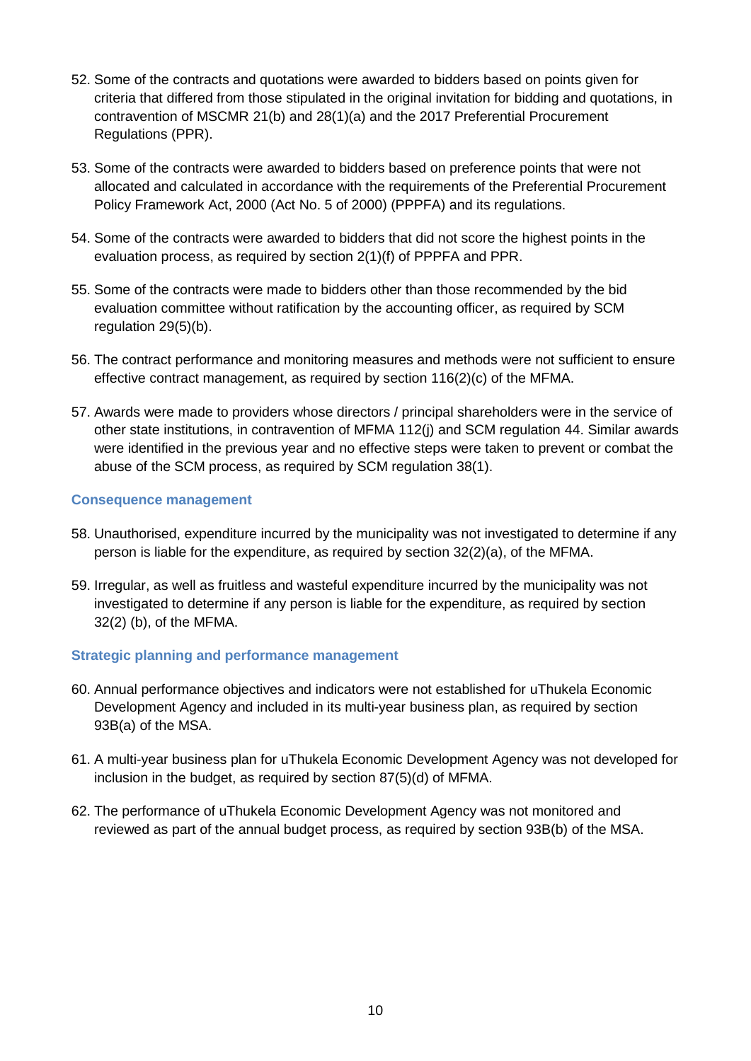52. Some of the contracts and quotations were awarded to bidders based on points given for criteria that differed from those stipulated in the original invitation for bidding and quotations, in contravention of MSCMR 21(b) and 28(1)(a) and the 2017 Preferential Procurement Regulations (PPR).

53. Some of the contracts were awarded to bidders based on preference points that were not allocated and calculated in accordance with the requirements of the Preferential Procurement Policy Framework Act, 2000 (Act No. 5 of 2000) (PPPFA) and its regulations.

54. Some of the contracts were awarded to bidders that did not score the highest points in the evaluation process, as required by section 2(1)(f) of PPPFA and PPR.

55. Some of the contracts were made to bidders other than those recommended by the bid evaluation committee without ratification by the accounting officer, as required by SCM regulation 29(5)(b).

56. The contract performance and monitoring measures and methods were not sufficient to ensure effective contract management, as required by section 116(2)(c) of the MFMA.

57. Awards were made to providers whose directors / principal shareholders were in the service of other state institutions, in contravention of MFMA 112(j) and SCM regulation 44. Similar awards were identified in the previous year and no effective steps were taken to prevent or combat the abuse of the SCM process, as required by SCM regulation 38(1).

### Consequence management

58. Unauthorised, expenditure incurred by the municipality was not investigated to determine if any person is liable for the expenditure, as required by section 32(2)(a), of the MFMA.

59. Irregular, as well as fruitless and wasteful expenditure incurred by the municipality was not investigated to determine if any person is liable for the expenditure, as required by section 32(2) (b), of the MFMA.

### Strategic planning and performance management

60. Annual performance objectives and indicators were not established for uThukela Economic Development Agency and included in its multi-year business plan, as required by section 93B(a) of the MSA.

61. A multi-year business plan for uThukela Economic Development Agency was not developed for inclusion in the budget, as required by section 87(5)(d) of MFMA.

62. The performance of uThukela Economic Development Agency was not monitored and reviewed as part of the annual budget process, as required by section 93B(b) of the MSA.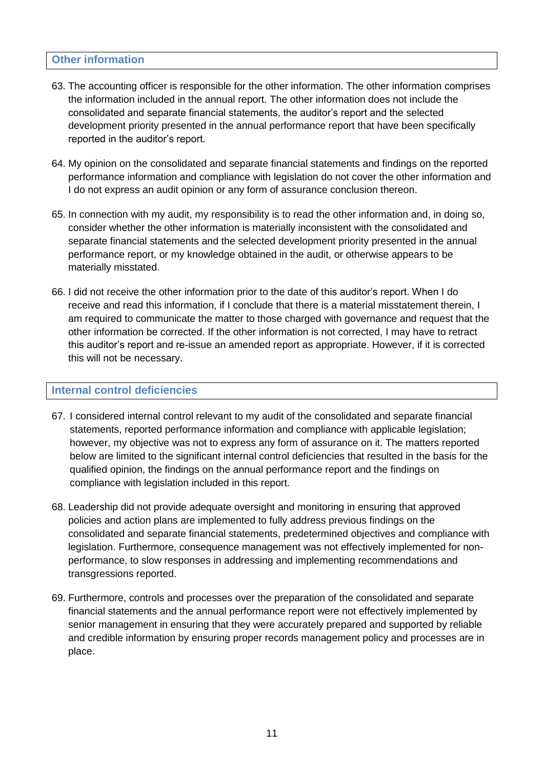## Other information

63. The accounting officer is responsible for the other information. The other information comprises the information included in the annual report. The other information does not include the consolidated and separate financial statements, the auditor's report and the selected development priority presented in the annual performance report that have been specifically reported in the auditor's report.

64. My opinion on the consolidated and separate financial statements and findings on the reported performance information and compliance with legislation do not cover the other information and I do not express an audit opinion or any form of assurance conclusion thereon.

65. In connection with my audit, my responsibility is to read the other information and, in doing so, consider whether the other information is materially inconsistent with the consolidated and separate financial statements and the selected development priority presented in the annual performance report, or my knowledge obtained in the audit, or otherwise appears to be materially misstated.

66. I did not receive the other information prior to the date of this auditor's report. When I do receive and read this information, if I conclude that there is a material misstatement therein, I am required to communicate the matter to those charged with governance and request that the other information be corrected. If the other information is not corrected, I may have to retract this auditor's report and re-issue an amended report as appropriate. However, if it is corrected this will not be necessary.

## Internal control deficiencies

67. I considered internal control relevant to my audit of the consolidated and separate financial statements, reported performance information and compliance with applicable legislation; however, my objective was not to express any form of assurance on it. The matters reported below are limited to the significant internal control deficiencies that resulted in the basis for the qualified opinion, the findings on the annual performance report and the findings on compliance with legislation included in this report.

68. Leadership did not provide adequate oversight and monitoring in ensuring that approved policies and action plans are implemented to fully address previous findings on the consolidated and separate financial statements, predetermined objectives and compliance with legislation. Furthermore, consequence management was not effectively implemented for non-performance, to slow responses in addressing and implementing recommendations and transgressions reported.

69. Furthermore, controls and processes over the preparation of the consolidated and separate financial statements and the annual performance report were not effectively implemented by senior management in ensuring that they were accurately prepared and supported by reliable and credible information by ensuring proper records management policy and processes are in place.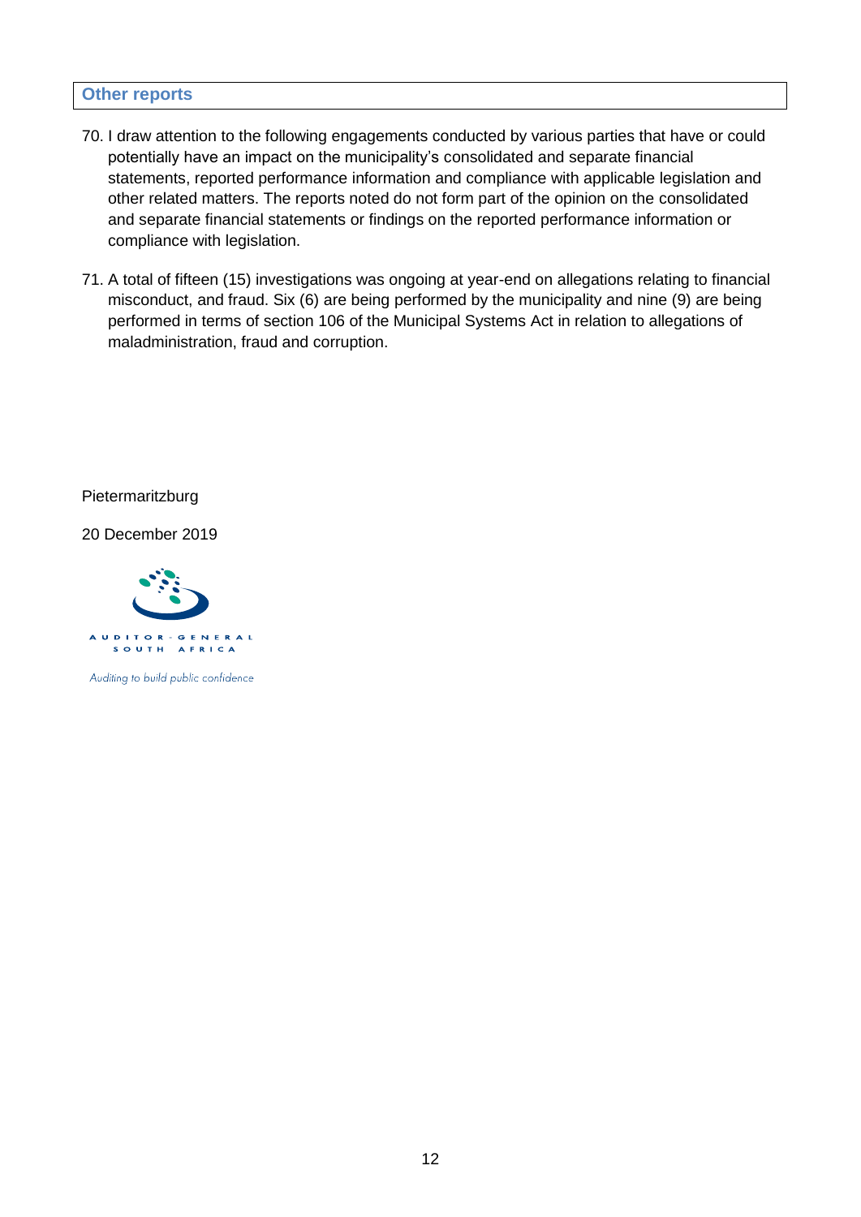## Other reports

70. I draw attention to the following engagements conducted by various parties that have or could potentially have an impact on the municipality's consolidated and separate financial statements, reported performance information and compliance with applicable legislation and other related matters. The reports noted do not form part of the opinion on the consolidated and separate financial statements or findings on the reported performance information or compliance with legislation.

71. A total of fifteen (15) investigations was ongoing at year-end on allegations relating to financial misconduct, and fraud. Six (6) are being performed by the municipality and nine (9) are being performed in terms of section 106 of the Municipal Systems Act in relation to allegations of maladministration, fraud and corruption.

Pietermaritzburg

20 December 2019

AUDITOR-GENERAL
SOUTH AFRICA

*Auditing to build public confidence*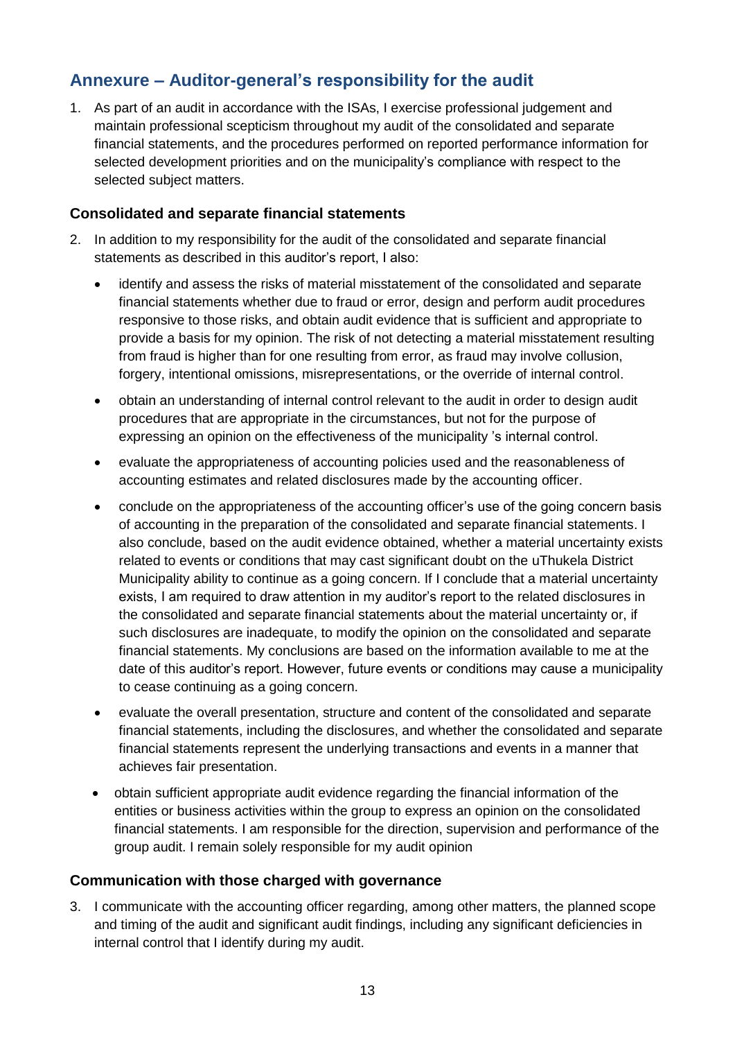## Annexure – Auditor-general's responsibility for the audit

1. As part of an audit in accordance with the ISAs, I exercise professional judgement and maintain professional scepticism throughout my audit of the consolidated and separate financial statements, and the procedures performed on reported performance information for selected development priorities and on the municipality's compliance with respect to the selected subject matters.

### Consolidated and separate financial statements

2. In addition to my responsibility for the audit of the consolidated and separate financial statements as described in this auditor's report, I also:
   - identify and assess the risks of material misstatement of the consolidated and separate financial statements whether due to fraud or error, design and perform audit procedures responsive to those risks, and obtain audit evidence that is sufficient and appropriate to provide a basis for my opinion. The risk of not detecting a material misstatement resulting from fraud is higher than for one resulting from error, as fraud may involve collusion, forgery, intentional omissions, misrepresentations, or the override of internal control.
   - obtain an understanding of internal control relevant to the audit in order to design audit procedures that are appropriate in the circumstances, but not for the purpose of expressing an opinion on the effectiveness of the municipality 's internal control.
   - evaluate the appropriateness of accounting policies used and the reasonableness of accounting estimates and related disclosures made by the accounting officer.
   - conclude on the appropriateness of the accounting officer's use of the going concern basis of accounting in the preparation of the consolidated and separate financial statements. I also conclude, based on the audit evidence obtained, whether a material uncertainty exists related to events or conditions that may cast significant doubt on the uThukela District Municipality ability to continue as a going concern. If I conclude that a material uncertainty exists, I am required to draw attention in my auditor's report to the related disclosures in the consolidated and separate financial statements about the material uncertainty or, if such disclosures are inadequate, to modify the opinion on the consolidated and separate financial statements. My conclusions are based on the information available to me at the date of this auditor's report. However, future events or conditions may cause a municipality to cease continuing as a going concern.
   - evaluate the overall presentation, structure and content of the consolidated and separate financial statements, including the disclosures, and whether the consolidated and separate financial statements represent the underlying transactions and events in a manner that achieves fair presentation.
   - obtain sufficient appropriate audit evidence regarding the financial information of the entities or business activities within the group to express an opinion on the consolidated financial statements. I am responsible for the direction, supervision and performance of the group audit. I remain solely responsible for my audit opinion

### Communication with those charged with governance

3. I communicate with the accounting officer regarding, among other matters, the planned scope and timing of the audit and significant audit findings, including any significant deficiencies in internal control that I identify during my audit.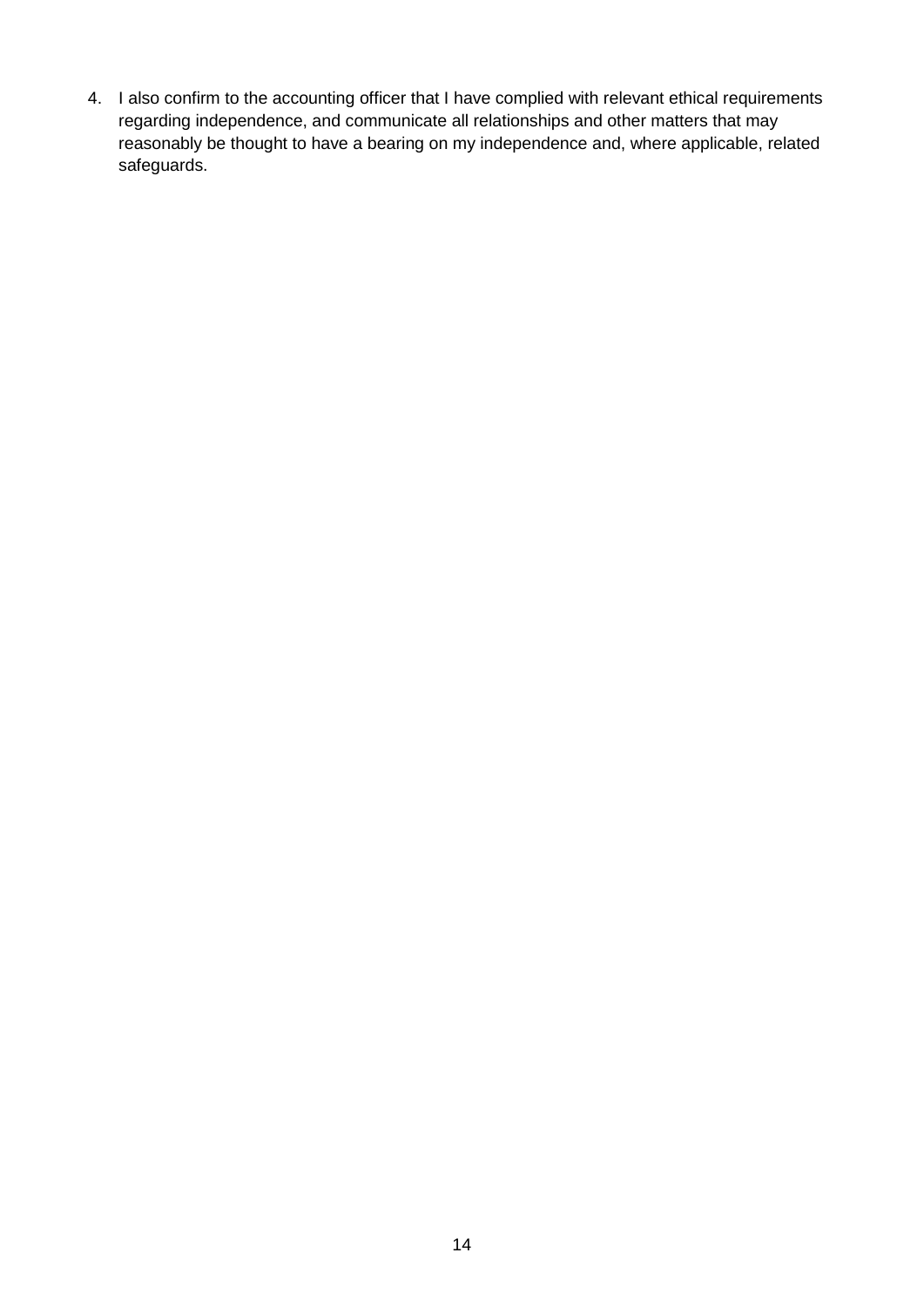4. I also confirm to the accounting officer that I have complied with relevant ethical requirements regarding independence, and communicate all relationships and other matters that may reasonably be thought to have a bearing on my independence and, where applicable, related safeguards.